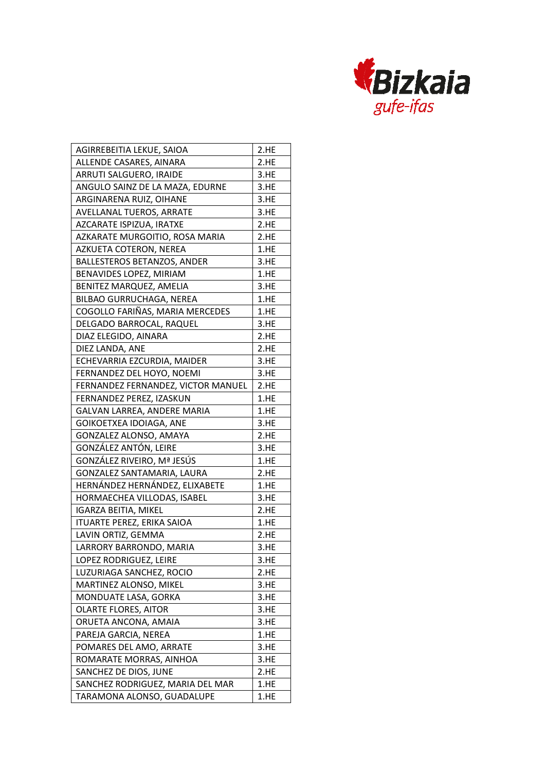Bizkaia gufe-ifas

| | |
|---|---|
| AGIRREBEITIA LEKUE, SAIOA | 2.HE |
| ALLENDE CASARES, AINARA | 2.HE |
| ARRUTI SALGUERO, IRAIDE | 3.HE |
| ANGULO SAINZ DE LA MAZA, EDURNE | 3.HE |
| ARGINARENA RUIZ, OIHANE | 3.HE |
| AVELLANAL TUEROS, ARRATE | 3.HE |
| AZCARATE ISPIZUA, IRATXE | 2.HE |
| AZKARATE MURGOITIO, ROSA MARIA | 2.HE |
| AZKUETA COTERON, NEREA | 1.HE |
| BALLESTEROS BETANZOS, ANDER | 3.HE |
| BENAVIDES LOPEZ, MIRIAM | 1.HE |
| BENITEZ MARQUEZ, AMELIA | 3.HE |
| BILBAO GURRUCHAGA, NEREA | 1.HE |
| COGOLLO FARIÑAS, MARIA MERCEDES | 1.HE |
| DELGADO BARROCAL, RAQUEL | 3.HE |
| DIAZ ELEGIDO, AINARA | 2.HE |
| DIEZ LANDA, ANE | 2.HE |
| ECHEVARRIA EZCURDIA, MAIDER | 3.HE |
| FERNANDEZ DEL HOYO, NOEMI | 3.HE |
| FERNANDEZ FERNANDEZ, VICTOR MANUEL | 2.HE |
| FERNANDEZ PEREZ, IZASKUN | 1.HE |
| GALVAN LARREA, ANDERE MARIA | 1.HE |
| GOIKOETXEA IDOIAGA, ANE | 3.HE |
| GONZALEZ ALONSO, AMAYA | 2.HE |
| GONZÁLEZ ANTÓN, LEIRE | 3.HE |
| GONZÁLEZ RIVEIRO, Mª JESÚS | 1.HE |
| GONZALEZ SANTAMARIA, LAURA | 2.HE |
| HERNÁNDEZ HERNÁNDEZ, ELIXABETE | 1.HE |
| HORMAECHEA VILLODAS, ISABEL | 3.HE |
| IGARZA BEITIA, MIKEL | 2.HE |
| ITUARTE PEREZ, ERIKA SAIOA | 1.HE |
| LAVIN ORTIZ, GEMMA | 2.HE |
| LARRORY BARRONDO, MARIA | 3.HE |
| LOPEZ RODRIGUEZ, LEIRE | 3.HE |
| LUZURIAGA SANCHEZ, ROCIO | 2.HE |
| MARTINEZ ALONSO, MIKEL | 3.HE |
| MONDUATE LASA, GORKA | 3.HE |
| OLARTE FLORES, AITOR | 3.HE |
| ORUETA ANCONA, AMAIA | 3.HE |
| PAREJA GARCIA, NEREA | 1.HE |
| POMARES DEL AMO, ARRATE | 3.HE |
| ROMARATE MORRAS, AINHOA | 3.HE |
| SANCHEZ DE DIOS, JUNE | 2.HE |
| SANCHEZ RODRIGUEZ, MARIA DEL MAR | 1.HE |
| TARAMONA ALONSO, GUADALUPE | 1.HE |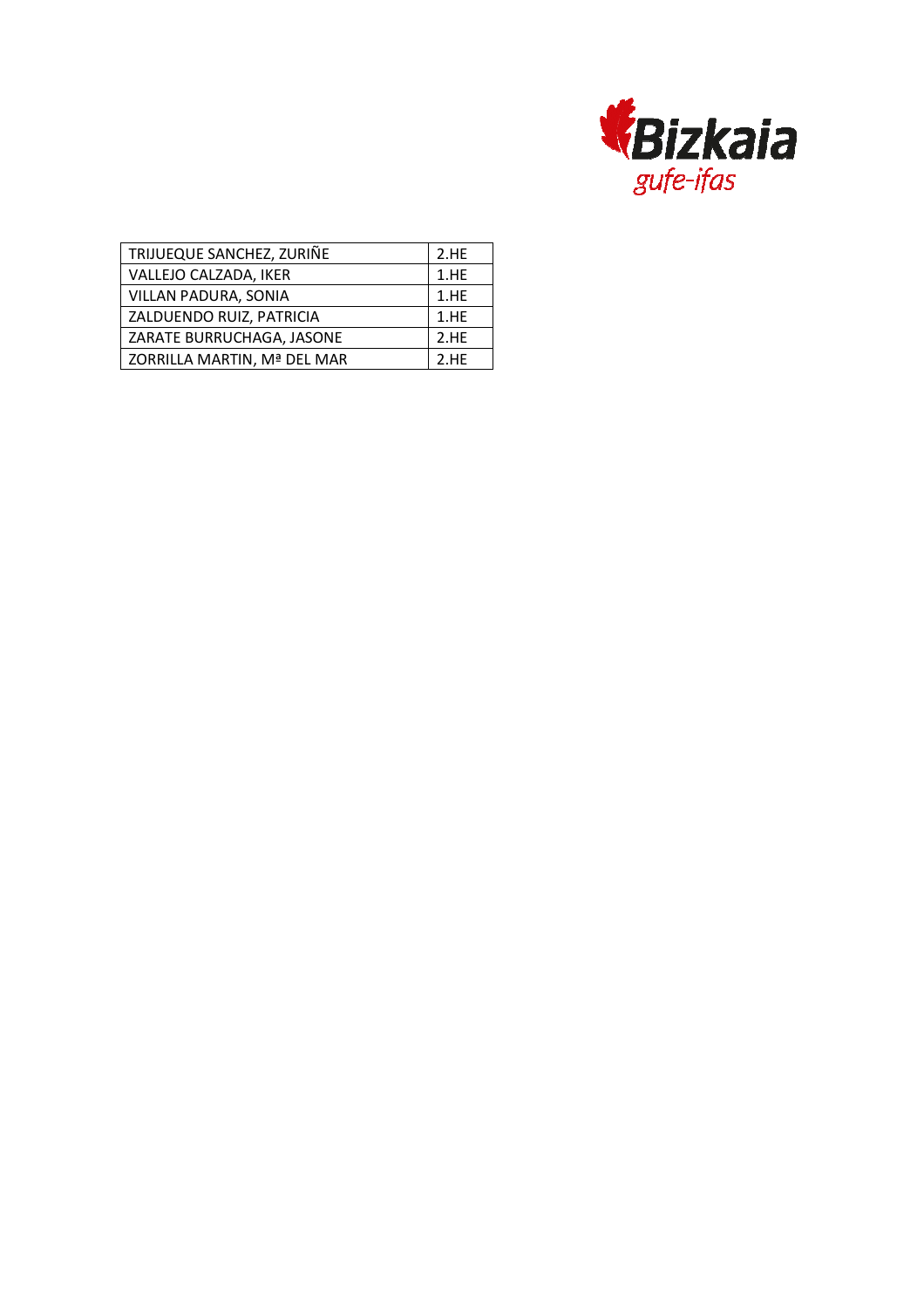| | |
|---|---|
| TRIJUEQUE SANCHEZ, ZURIÑE | 2.HE |
| VALLEJO CALZADA, IKER | 1.HE |
| VILLAN PADURA, SONIA | 1.HE |
| ZALDUENDO RUIZ, PATRICIA | 1.HE |
| ZARATE BURRUCHAGA, JASONE | 2.HE |
| ZORRILLA MARTIN, Mª DEL MAR | 2.HE |